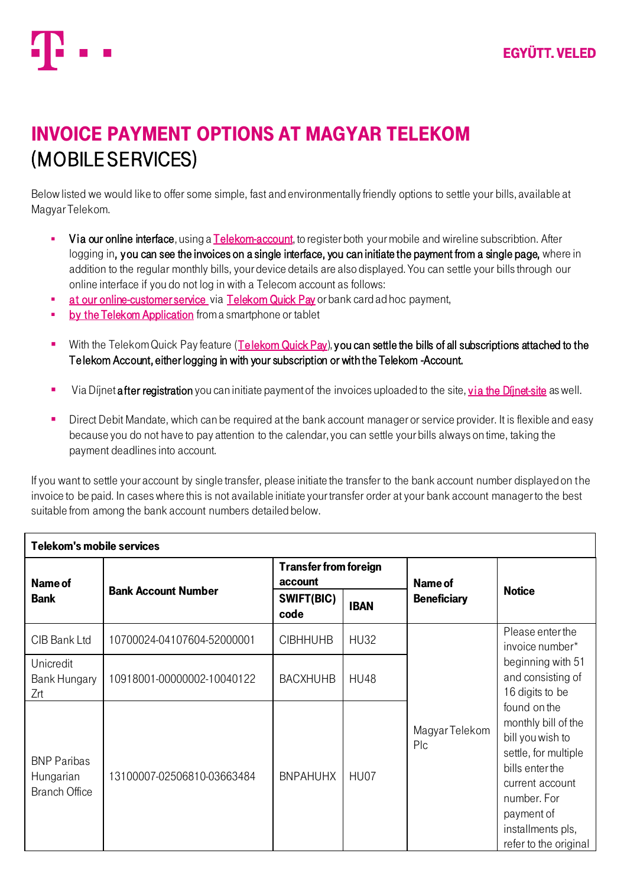EGYÜTT. VELED

# INVOICE PAYMENT OPTIONS AT MAGYAR TELEKOM

(MOBILE SERVICES)

Below listed we would like to offer some simple, fast and environmentally friendly options to settle your bills, available at Magyar Telekom.

- **Via our online interface**, using a Telekom-account, to register both your mobile and wireline subscribtion. After logging in, **you can see the invoices on a single interface, you can initiate the payment from a single page,** where in addition to the regular monthly bills, your device details are also displayed. You can settle your bills through our online interface if you do not log in with a Telecom account as follows:
- at our online-customer service via Telekom Quick Pay or bank card ad hoc payment,
- by the Telekom Application from a smartphone or tablet

- With the Telekom Quick Pay feature (Telekom Quick Pay), **you can settle the bills of all subscriptions attached to the Telekom Account, either logging in with your subscription or with the Telekom -Account.**

- Via Díjnet **after registration** you can initiate payment of the invoices uploaded to the site, via the Díjnet-site as well.

- Direct Debit Mandate, which can be required at the bank account manager or service provider. It is flexible and easy because you do not have to pay attention to the calendar, you can settle your bills always on time, taking the payment deadlines into account.

If you want to settle your account by single transfer, please initiate the transfer to the bank account number displayed on the invoice to be paid. In cases where this is not available initiate your transfer order at your bank account manager to the best suitable from among the bank account numbers detailed below.

| **Telekom's mobile services** | | | | | |
|---|---|---|---|---|---|
| **Name of Bank** | **Bank Account Number** | **Transfer from foreign account** | | **Name of Beneficiary** | **Notice** |
| | | **SWIFT(BIC) code** | **IBAN** | | |
| CIB Bank Ltd | 10700024-04107604-52000001 | CIBHHUHB | HU32 | Magyar Telekom Plc | Please enter the invoice number* beginning with 51 and consisting of 16 digits to be found on the monthly bill of the bill you wish to settle, for multiple bills enter the current account number. For payment of installments pls, refer to the original |
| Unicredit Bank Hungary Zrt | 10918001-00000002-10040122 | BACXHUHB | HU48 | | |
| BNP Paribas Hungarian Branch Office | 13100007-02506810-03663484 | BNPAHUHX | HU07 | | |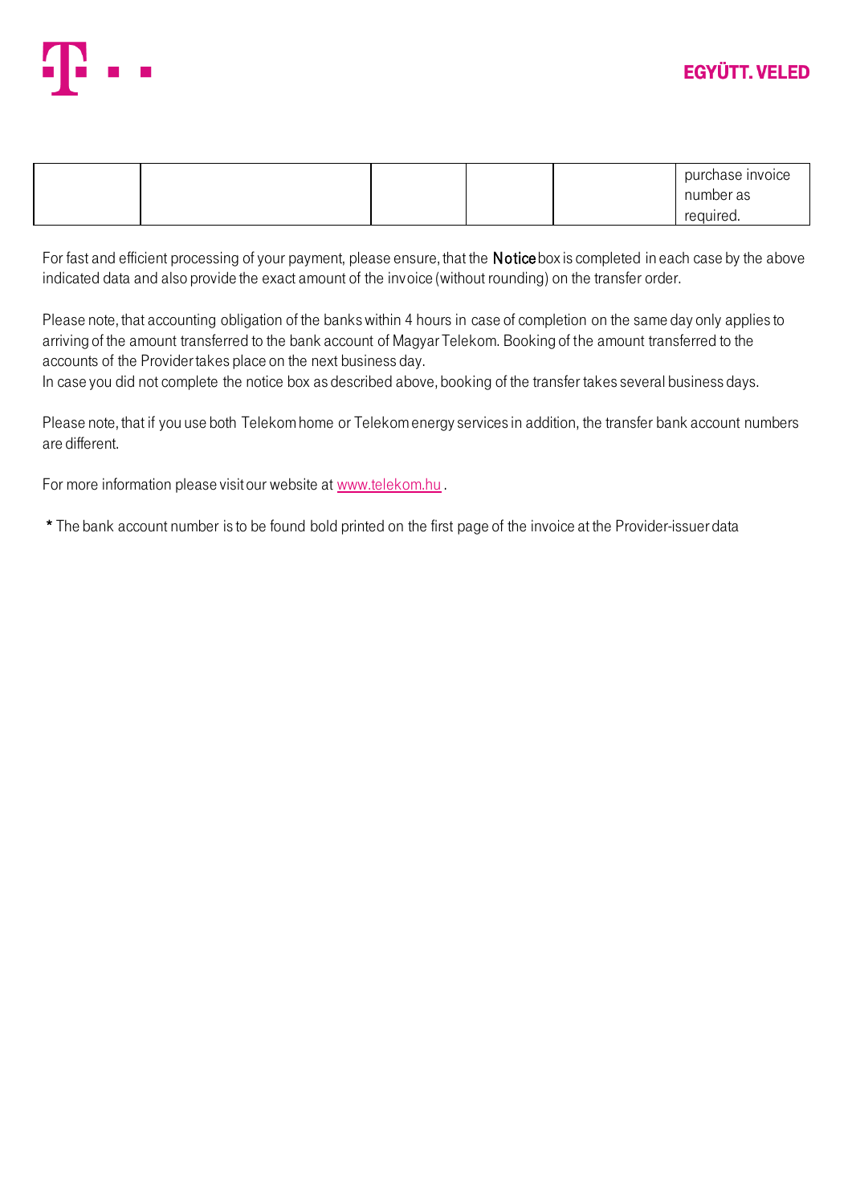| | | | | | |
|---|---|---|---|---|---|
| | | | | | purchase invoice number as required. |

For fast and efficient processing of your payment, please ensure, that the **Notice** box is completed in each case by the above indicated data and also provide the exact amount of the invoice (without rounding) on the transfer order.

Please note, that accounting obligation of the banks within 4 hours in case of completion on the same day only applies to arriving of the amount transferred to the bank account of Magyar Telekom. Booking of the amount transferred to the accounts of the Provider takes place on the next business day.
In case you did not complete the notice box as described above, booking of the transfer takes several business days.

Please note, that if you use both Telekom home or Telekom energy services in addition, the transfer bank account numbers are different.

For more information please visit our website at www.telekom.hu .

* The bank account number is to be found bold printed on the first page of the invoice at the Provider-issuer data